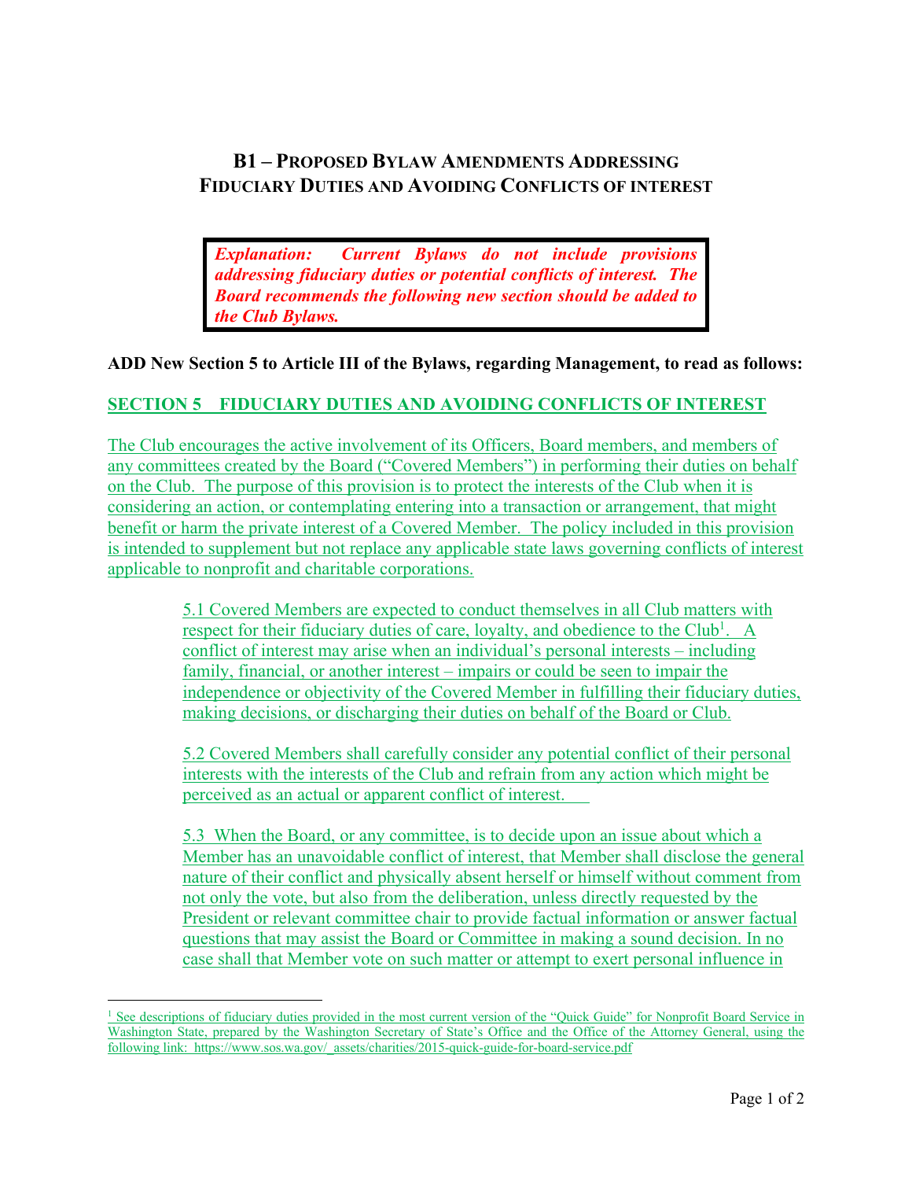# B1 – PROPOSED BYLAW AMENDMENTS ADDRESSING FIDUCIARY DUTIES AND AVOIDING CONFLICTS OF INTEREST

> ***Explanation: Current Bylaws do not include provisions addressing fiduciary duties or potential conflicts of interest. The Board recommends the following new section should be added to the Club Bylaws.***

**ADD New Section 5 to Article III of the Bylaws, regarding Management, to read as follows:**

## SECTION 5 FIDUCIARY DUTIES AND AVOIDING CONFLICTS OF INTEREST

The Club encourages the active involvement of its Officers, Board members, and members of any committees created by the Board ("Covered Members") in performing their duties on behalf on the Club. The purpose of this provision is to protect the interests of the Club when it is considering an action, or contemplating entering into a transaction or arrangement, that might benefit or harm the private interest of a Covered Member. The policy included in this provision is intended to supplement but not replace any applicable state laws governing conflicts of interest applicable to nonprofit and charitable corporations.

5.1 Covered Members are expected to conduct themselves in all Club matters with respect for their fiduciary duties of care, loyalty, and obedience to the Club[1]. A conflict of interest may arise when an individual's personal interests – including family, financial, or another interest – impairs or could be seen to impair the independence or objectivity of the Covered Member in fulfilling their fiduciary duties, making decisions, or discharging their duties on behalf of the Board or Club.

5.2 Covered Members shall carefully consider any potential conflict of their personal interests with the interests of the Club and refrain from any action which might be perceived as an actual or apparent conflict of interest.

5.3 When the Board, or any committee, is to decide upon an issue about which a Member has an unavoidable conflict of interest, that Member shall disclose the general nature of their conflict and physically absent herself or himself without comment from not only the vote, but also from the deliberation, unless directly requested by the President or relevant committee chair to provide factual information or answer factual questions that may assist the Board or Committee in making a sound decision. In no case shall that Member vote on such matter or attempt to exert personal influence in

---

[1] See descriptions of fiduciary duties provided in the most current version of the "Quick Guide" for Nonprofit Board Service in Washington State, prepared by the Washington Secretary of State's Office and the Office of the Attorney General, using the following link: https://www.sos.wa.gov/_assets/charities/2015-quick-guide-for-board-service.pdf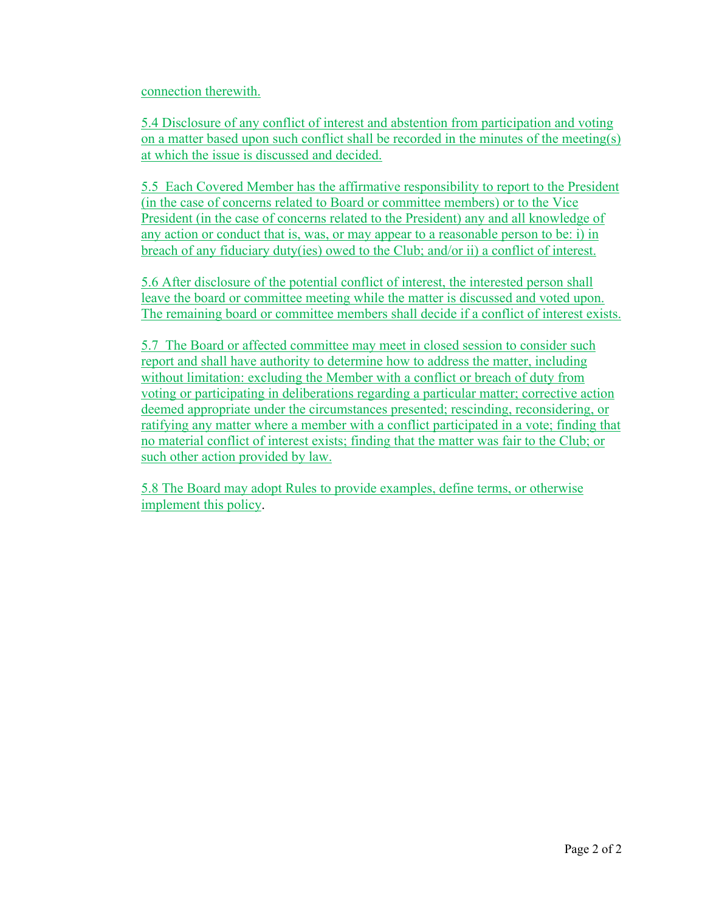connection therewith.

5.4 Disclosure of any conflict of interest and abstention from participation and voting on a matter based upon such conflict shall be recorded in the minutes of the meeting(s) at which the issue is discussed and decided.

5.5 Each Covered Member has the affirmative responsibility to report to the President (in the case of concerns related to Board or committee members) or to the Vice President (in the case of concerns related to the President) any and all knowledge of any action or conduct that is, was, or may appear to a reasonable person to be: i) in breach of any fiduciary duty(ies) owed to the Club; and/or ii) a conflict of interest.

5.6 After disclosure of the potential conflict of interest, the interested person shall leave the board or committee meeting while the matter is discussed and voted upon. The remaining board or committee members shall decide if a conflict of interest exists.

5.7 The Board or affected committee may meet in closed session to consider such report and shall have authority to determine how to address the matter, including without limitation: excluding the Member with a conflict or breach of duty from voting or participating in deliberations regarding a particular matter; corrective action deemed appropriate under the circumstances presented; rescinding, reconsidering, or ratifying any matter where a member with a conflict participated in a vote; finding that no material conflict of interest exists; finding that the matter was fair to the Club; or such other action provided by law.

5.8 The Board may adopt Rules to provide examples, define terms, or otherwise implement this policy.